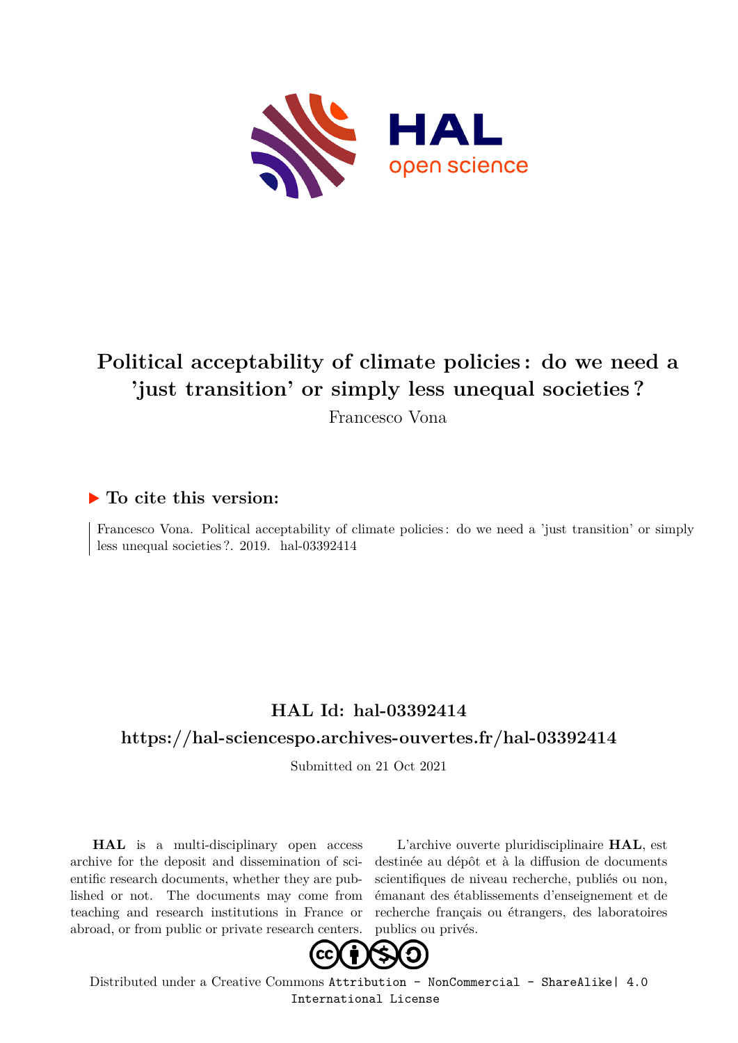# Political acceptability of climate policies : do we need a 'just transition' or simply less unequal societies ?

Francesco Vona

## ▶ To cite this version:

Francesco Vona. Political acceptability of climate policies : do we need a 'just transition' or simply less unequal societies ?. 2019. hal-03392414

## HAL Id: hal-03392414

## https://hal-sciencespo.archives-ouvertes.fr/hal-03392414

Submitted on 21 Oct 2021

**HAL** is a multi-disciplinary open access archive for the deposit and dissemination of scientific research documents, whether they are published or not. The documents may come from teaching and research institutions in France or abroad, or from public or private research centers.

L'archive ouverte pluridisciplinaire **HAL**, est destinée au dépôt et à la diffusion de documents scientifiques de niveau recherche, publiés ou non, émanant des établissements d'enseignement et de recherche français ou étrangers, des laboratoires publics ou privés.

Distributed under a Creative Commons Attribution - NonCommercial - ShareAlike| 4.0 International License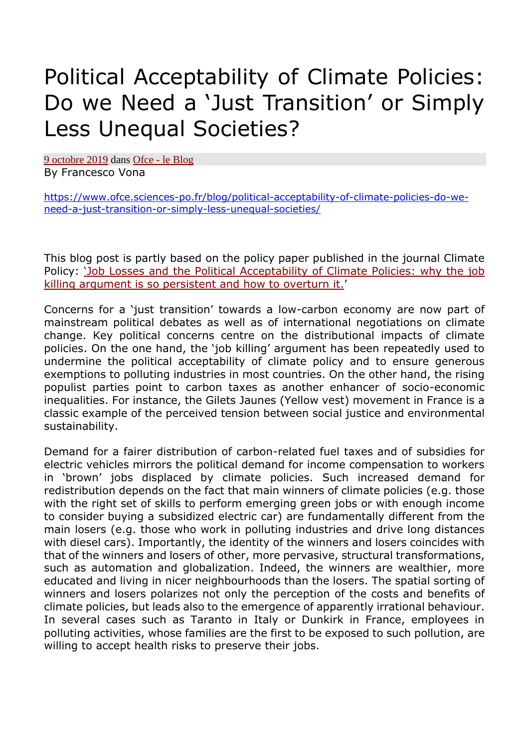# Political Acceptability of Climate Policies: Do we Need a 'Just Transition' or Simply Less Unequal Societies?

[9 octobre 2019](#) dans [Ofce - le Blog](#)
By Francesco Vona

[https://www.ofce.sciences-po.fr/blog/political-acceptability-of-climate-policies-do-we-need-a-just-transition-or-simply-less-unequal-societies/](https://www.ofce.sciences-po.fr/blog/political-acceptability-of-climate-policies-do-we-need-a-just-transition-or-simply-less-unequal-societies/)

This blog post is partly based on the policy paper published in the journal Climate Policy: '[Job Losses and the Political Acceptability of Climate Policies: why the job killing argument is so persistent and how to overturn it.](#)'

Concerns for a 'just transition' towards a low-carbon economy are now part of mainstream political debates as well as of international negotiations on climate change. Key political concerns centre on the distributional impacts of climate policies. On the one hand, the 'job killing' argument has been repeatedly used to undermine the political acceptability of climate policy and to ensure generous exemptions to polluting industries in most countries. On the other hand, the rising populist parties point to carbon taxes as another enhancer of socio-economic inequalities. For instance, the Gilets Jaunes (Yellow vest) movement in France is a classic example of the perceived tension between social justice and environmental sustainability.

Demand for a fairer distribution of carbon-related fuel taxes and of subsidies for electric vehicles mirrors the political demand for income compensation to workers in 'brown' jobs displaced by climate policies. Such increased demand for redistribution depends on the fact that main winners of climate policies (e.g. those with the right set of skills to perform emerging green jobs or with enough income to consider buying a subsidized electric car) are fundamentally different from the main losers (e.g. those who work in polluting industries and drive long distances with diesel cars). Importantly, the identity of the winners and losers coincides with that of the winners and losers of other, more pervasive, structural transformations, such as automation and globalization. Indeed, the winners are wealthier, more educated and living in nicer neighbourhoods than the losers. The spatial sorting of winners and losers polarizes not only the perception of the costs and benefits of climate policies, but leads also to the emergence of apparently irrational behaviour. In several cases such as Taranto in Italy or Dunkirk in France, employees in polluting activities, whose families are the first to be exposed to such pollution, are willing to accept health risks to preserve their jobs.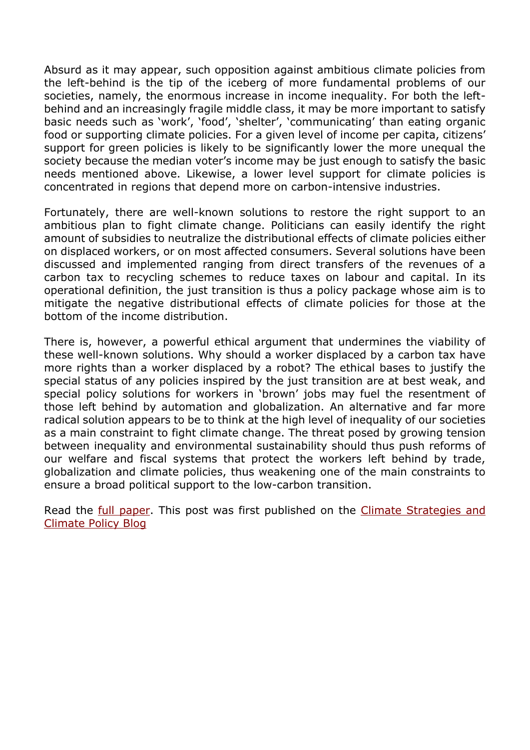Absurd as it may appear, such opposition against ambitious climate policies from the left-behind is the tip of the iceberg of more fundamental problems of our societies, namely, the enormous increase in income inequality. For both the left-behind and an increasingly fragile middle class, it may be more important to satisfy basic needs such as 'work', 'food', 'shelter', 'communicating' than eating organic food or supporting climate policies. For a given level of income per capita, citizens' support for green policies is likely to be significantly lower the more unequal the society because the median voter's income may be just enough to satisfy the basic needs mentioned above. Likewise, a lower level support for climate policies is concentrated in regions that depend more on carbon-intensive industries.

Fortunately, there are well-known solutions to restore the right support to an ambitious plan to fight climate change. Politicians can easily identify the right amount of subsidies to neutralize the distributional effects of climate policies either on displaced workers, or on most affected consumers. Several solutions have been discussed and implemented ranging from direct transfers of the revenues of a carbon tax to recycling schemes to reduce taxes on labour and capital. In its operational definition, the just transition is thus a policy package whose aim is to mitigate the negative distributional effects of climate policies for those at the bottom of the income distribution.

There is, however, a powerful ethical argument that undermines the viability of these well-known solutions. Why should a worker displaced by a carbon tax have more rights than a worker displaced by a robot? The ethical bases to justify the special status of any policies inspired by the just transition are at best weak, and special policy solutions for workers in 'brown' jobs may fuel the resentment of those left behind by automation and globalization. An alternative and far more radical solution appears to be to think at the high level of inequality of our societies as a main constraint to fight climate change. The threat posed by growing tension between inequality and environmental sustainability should thus push reforms of our welfare and fiscal systems that protect the workers left behind by trade, globalization and climate policies, thus weakening one of the main constraints to ensure a broad political support to the low-carbon transition.

Read the full paper. This post was first published on the Climate Strategies and Climate Policy Blog